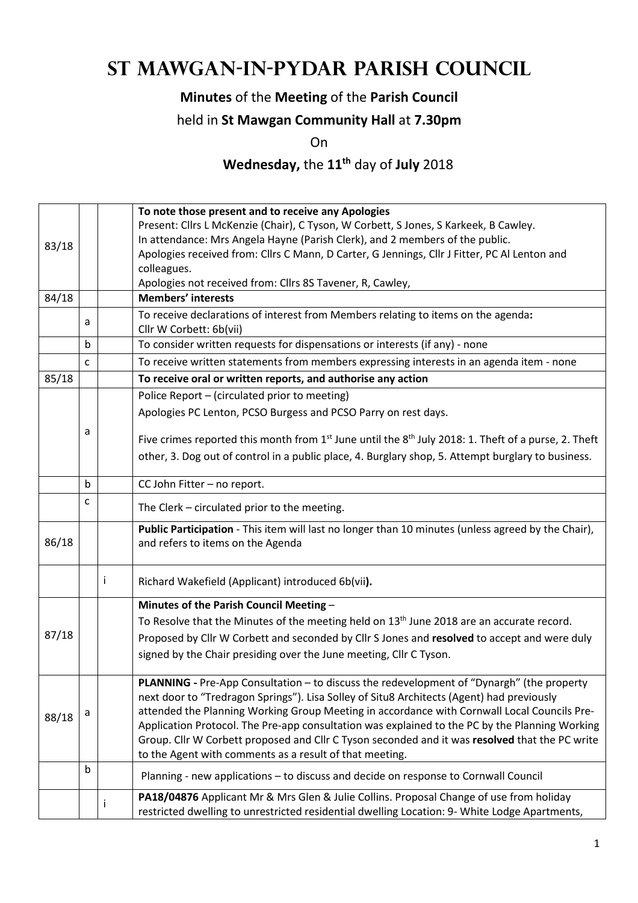# St Mawgan-in-Pydar Parish Council

**Minutes** of the **Meeting** of the **Parish Council**

held in **St Mawgan Community Hall** at **7.30pm**

On

**Wednesday,** the **11th** day of **July** 2018

| | | | |
|---|---|---|---|
| 83/18 | | | **To note those present and to receive any Apologies**<br>Present: Cllrs L McKenzie (Chair), C Tyson, W Corbett, S Jones, S Karkeek, B Cawley.<br>In attendance: Mrs Angela Hayne (Parish Clerk), and 2 members of the public.<br>Apologies received from: Cllrs C Mann, D Carter, G Jennings, Cllr J Fitter, PC Al Lenton and colleagues.<br>Apologies not received from: Cllrs 8S Tavener, R, Cawley, |
| 84/18 | | | **Members' interests** |
| | a | | To receive declarations of interest from Members relating to items on the agenda**:**<br>Cllr W Corbett: 6b(vii) |
| | b | | To consider written requests for dispensations or interests (if any) - none |
| | c | | To receive written statements from members expressing interests in an agenda item - none |
| 85/18 | | | **To receive oral or written reports, and authorise any action** |
| | a | | Police Report – (circulated prior to meeting)<br>Apologies PC Lenton, PCSO Burgess and PCSO Parry on rest days.<br>Five crimes reported this month from 1st June until the 8th July 2018: 1. Theft of a purse, 2. Theft other, 3. Dog out of control in a public place, 4. Burglary shop, 5. Attempt burglary to business. |
| | b | | CC John Fitter – no report. |
| | c | | The Clerk – circulated prior to the meeting. |
| 86/18 | | | **Public Participation** - This item will last no longer than 10 minutes (unless agreed by the Chair), and refers to items on the Agenda |
| | | i | Richard Wakefield (Applicant) introduced 6b(vii**).** |
| 87/18 | | | **Minutes of the Parish Council Meeting** –<br>To Resolve that the Minutes of the meeting held on 13th June 2018 are an accurate record.<br>Proposed by Cllr W Corbett and seconded by Cllr S Jones and **resolved** to accept and were duly signed by the Chair presiding over the June meeting, Cllr C Tyson. |
| 88/18 | a | | **PLANNING -** Pre-App Consultation – to discuss the redevelopment of "Dynargh" (the property next door to "Tredragon Springs"). Lisa Solley of Situ8 Architects (Agent) had previously attended the Planning Working Group Meeting in accordance with Cornwall Local Councils Pre-Application Protocol. The Pre-app consultation was explained to the PC by the Planning Working Group. Cllr W Corbett proposed and Cllr C Tyson seconded and it was **resolved** that the PC write to the Agent with comments as a result of that meeting. |
| | b | | Planning - new applications – to discuss and decide on response to Cornwall Council |
| | | i | **PA18/04876** Applicant Mr & Mrs Glen & Julie Collins. Proposal Change of use from holiday restricted dwelling to unrestricted residential dwelling Location: 9- White Lodge Apartments, |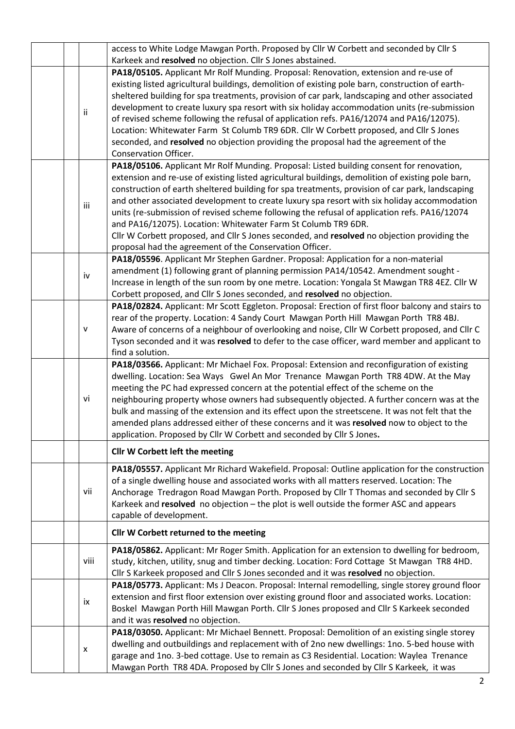| | | | |
|---|---|---|---|
| | | | access to White Lodge Mawgan Porth. Proposed by Cllr W Corbett and seconded by Cllr S Karkeek and **resolved** no objection. Cllr S Jones abstained. |
| | | ii | **PA18/05105.** Applicant Mr Rolf Munding. Proposal: Renovation, extension and re-use of existing listed agricultural buildings, demolition of existing pole barn, construction of earth-sheltered building for spa treatments, provision of car park, landscaping and other associated development to create luxury spa resort with six holiday accommodation units (re-submission of revised scheme following the refusal of application refs. PA16/12074 and PA16/12075). Location: Whitewater Farm St Columb TR9 6DR. Cllr W Corbett proposed, and Cllr S Jones seconded, and **resolved** no objection providing the proposal had the agreement of the Conservation Officer. |
| | | iii | **PA18/05106.** Applicant Mr Rolf Munding. Proposal: Listed building consent for renovation, extension and re-use of existing listed agricultural buildings, demolition of existing pole barn, construction of earth sheltered building for spa treatments, provision of car park, landscaping and other associated development to create luxury spa resort with six holiday accommodation units (re-submission of revised scheme following the refusal of application refs. PA16/12074 and PA16/12075). Location: Whitewater Farm St Columb TR9 6DR. Cllr W Corbett proposed, and Cllr S Jones seconded, and **resolved** no objection providing the proposal had the agreement of the Conservation Officer. |
| | | iv | **PA18/05596**. Applicant Mr Stephen Gardner. Proposal: Application for a non-material amendment (1) following grant of planning permission PA14/10542. Amendment sought - Increase in length of the sun room by one metre. Location: Yongala St Mawgan TR8 4EZ. Cllr W Corbett proposed, and Cllr S Jones seconded, and **resolved** no objection. |
| | | v | **PA18/02824.** Applicant: Mr Scott Eggleton. Proposal: Erection of first floor balcony and stairs to rear of the property. Location: 4 Sandy Court Mawgan Porth Hill Mawgan Porth TR8 4BJ. Aware of concerns of a neighbour of overlooking and noise, Cllr W Corbett proposed, and Cllr C Tyson seconded and it was **resolved** to defer to the case officer, ward member and applicant to find a solution. |
| | | vi | **PA18/03566.** Applicant: Mr Michael Fox. Proposal: Extension and reconfiguration of existing dwelling. Location: Sea Ways Gwel An Mor Trenance Mawgan Porth TR8 4DW. At the May meeting the PC had expressed concern at the potential effect of the scheme on the neighbouring property whose owners had subsequently objected. A further concern was at the bulk and massing of the extension and its effect upon the streetscene. It was not felt that the amended plans addressed either of these concerns and it was **resolved** now to object to the application. Proposed by Cllr W Corbett and seconded by Cllr S Jones**.** |
| | | | **Cllr W Corbett left the meeting** |
| | | vii | **PA18/05557.** Applicant Mr Richard Wakefield. Proposal: Outline application for the construction of a single dwelling house and associated works with all matters reserved. Location: The Anchorage Tredragon Road Mawgan Porth. Proposed by Cllr T Thomas and seconded by Cllr S Karkeek and **resolved** no objection – the plot is well outside the former ASC and appears capable of development. |
| | | | **Cllr W Corbett returned to the meeting** |
| | | viii | **PA18/05862.** Applicant: Mr Roger Smith. Application for an extension to dwelling for bedroom, study, kitchen, utility, snug and timber decking. Location: Ford Cottage St Mawgan TR8 4HD. Cllr S Karkeek proposed and Cllr S Jones seconded and it was **resolved** no objection. |
| | | ix | **PA18/05773.** Applicant: Ms J Deacon. Proposal: Internal remodelling, single storey ground floor extension and first floor extension over existing ground floor and associated works. Location: Boskel Mawgan Porth Hill Mawgan Porth. Cllr S Jones proposed and Cllr S Karkeek seconded and it was **resolved** no objection. |
| | | x | **PA18/03050.** Applicant: Mr Michael Bennett. Proposal: Demolition of an existing single storey dwelling and outbuildings and replacement with of 2no new dwellings: 1no. 5-bed house with garage and 1no. 3-bed cottage. Use to remain as C3 Residential. Location: Waylea Trenance Mawgan Porth TR8 4DA. Proposed by Cllr S Jones and seconded by Cllr S Karkeek, it was |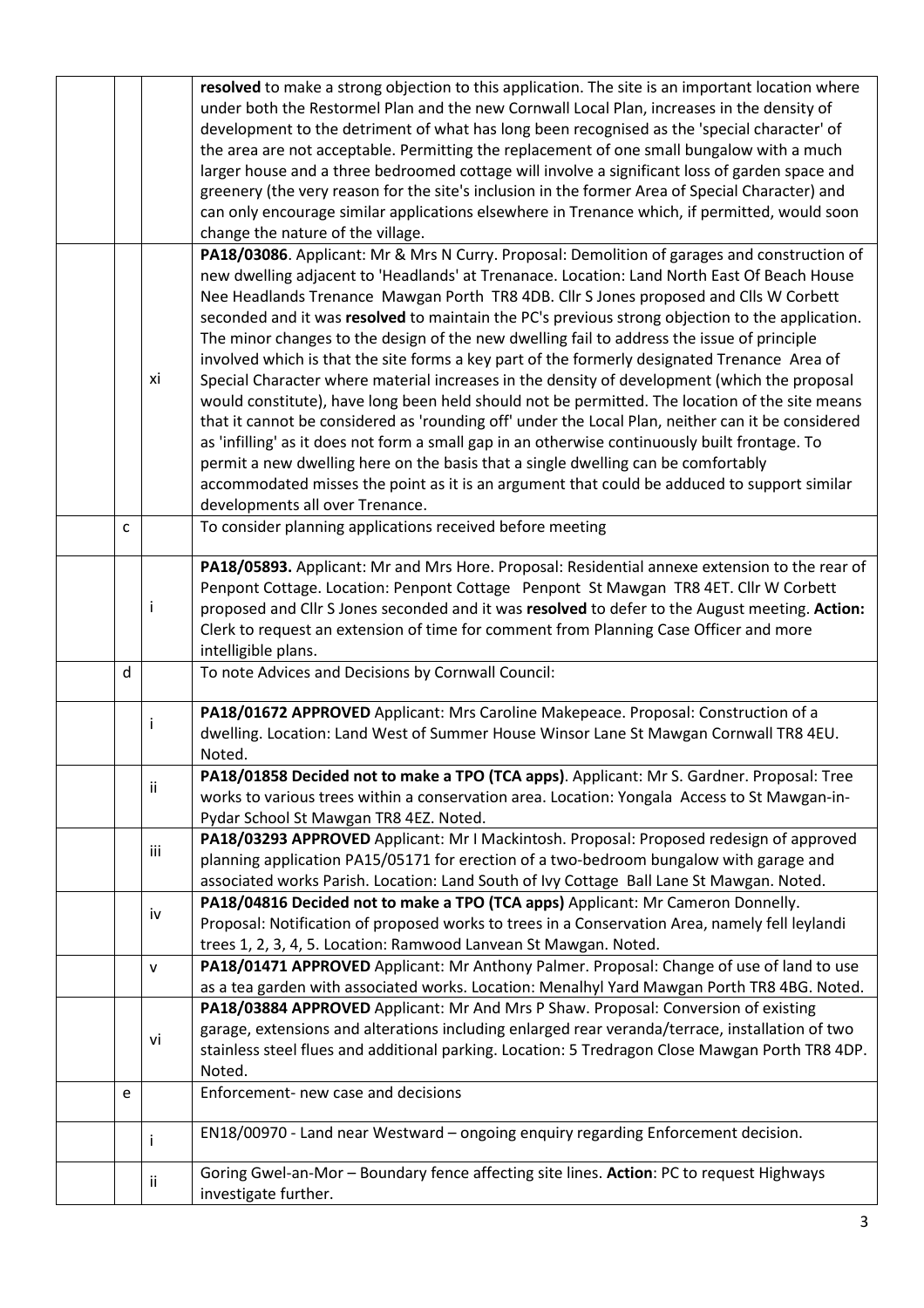| | | |
|---|---|---|
| | | **resolved** to make a strong objection to this application. The site is an important location where under both the Restormel Plan and the new Cornwall Local Plan, increases in the density of development to the detriment of what has long been recognised as the 'special character' of the area are not acceptable. Permitting the replacement of one small bungalow with a much larger house and a three bedroomed cottage will involve a significant loss of garden space and greenery (the very reason for the site's inclusion in the former Area of Special Character) and can only encourage similar applications elsewhere in Trenance which, if permitted, would soon change the nature of the village. |
| | xi | **PA18/03086**. Applicant: Mr & Mrs N Curry. Proposal: Demolition of garages and construction of new dwelling adjacent to 'Headlands' at Trenanace. Location: Land North East Of Beach House Nee Headlands Trenance Mawgan Porth TR8 4DB. Cllr S Jones proposed and Clls W Corbett seconded and it was **resolved** to maintain the PC's previous strong objection to the application. The minor changes to the design of the new dwelling fail to address the issue of principle involved which is that the site forms a key part of the formerly designated Trenance Area of Special Character where material increases in the density of development (which the proposal would constitute), have long been held should not be permitted. The location of the site means that it cannot be considered as 'rounding off' under the Local Plan, neither can it be considered as 'infilling' as it does not form a small gap in an otherwise continuously built frontage. To permit a new dwelling here on the basis that a single dwelling can be comfortably accommodated misses the point as it is an argument that could be adduced to support similar developments all over Trenance. |
| c | | To consider planning applications received before meeting |
| | i | **PA18/05893.** Applicant: Mr and Mrs Hore. Proposal: Residential annexe extension to the rear of Penpont Cottage. Location: Penpont Cottage Penpont St Mawgan TR8 4ET. Cllr W Corbett proposed and Cllr S Jones seconded and it was **resolved** to defer to the August meeting. **Action:** Clerk to request an extension of time for comment from Planning Case Officer and more intelligible plans. |
| d | | To note Advices and Decisions by Cornwall Council: |
| | i | **PA18/01672 APPROVED** Applicant: Mrs Caroline Makepeace. Proposal: Construction of a dwelling. Location: Land West of Summer House Winsor Lane St Mawgan Cornwall TR8 4EU. Noted. |
| | ii | **PA18/01858 Decided not to make a TPO (TCA apps)**. Applicant: Mr S. Gardner. Proposal: Tree works to various trees within a conservation area. Location: Yongala Access to St Mawgan-in-Pydar School St Mawgan TR8 4EZ. Noted. |
| | iii | **PA18/03293 APPROVED** Applicant: Mr I Mackintosh. Proposal: Proposed redesign of approved planning application PA15/05171 for erection of a two-bedroom bungalow with garage and associated works Parish. Location: Land South of Ivy Cottage Ball Lane St Mawgan. Noted. |
| | iv | **PA18/04816 Decided not to make a TPO (TCA apps)** Applicant: Mr Cameron Donnelly. Proposal: Notification of proposed works to trees in a Conservation Area, namely fell leylandi trees 1, 2, 3, 4, 5. Location: Ramwood Lanvean St Mawgan. Noted. |
| | v | **PA18/01471 APPROVED** Applicant: Mr Anthony Palmer. Proposal: Change of use of land to use as a tea garden with associated works. Location: Menalhyl Yard Mawgan Porth TR8 4BG. Noted. |
| | vi | **PA18/03884 APPROVED** Applicant: Mr And Mrs P Shaw. Proposal: Conversion of existing garage, extensions and alterations including enlarged rear veranda/terrace, installation of two stainless steel flues and additional parking. Location: 5 Tredragon Close Mawgan Porth TR8 4DP. Noted. |
| e | | Enforcement- new case and decisions |
| | i | EN18/00970 - Land near Westward – ongoing enquiry regarding Enforcement decision. |
| | ii | Goring Gwel-an-Mor – Boundary fence affecting site lines. **Action**: PC to request Highways investigate further. |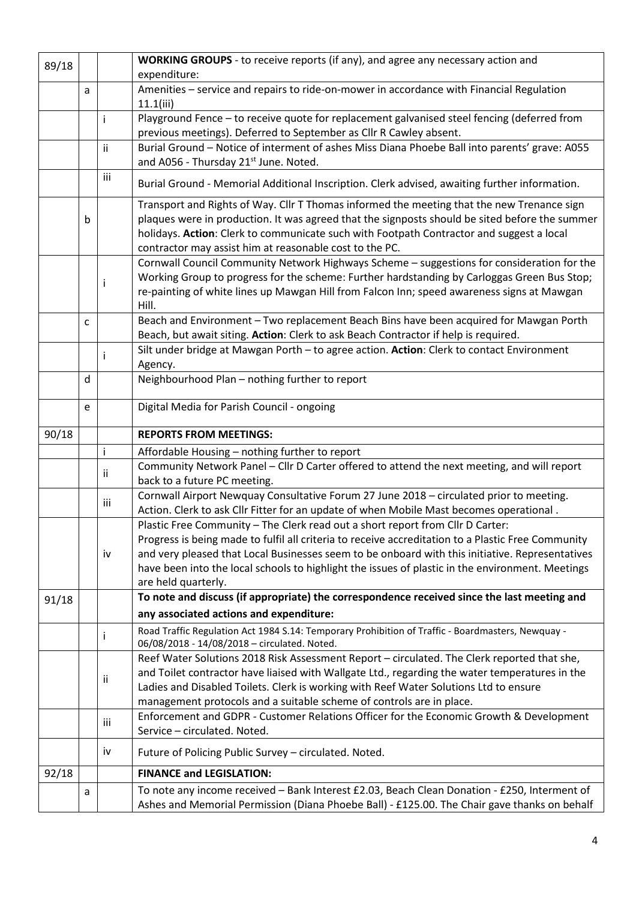| | | | |
|---|---|---|---|
| 89/18 | | | **WORKING GROUPS** - to receive reports (if any), and agree any necessary action and expenditure: |
| | a | | Amenities – service and repairs to ride-on-mower in accordance with Financial Regulation 11.1(iii) |
| | | i | Playground Fence – to receive quote for replacement galvanised steel fencing (deferred from previous meetings). Deferred to September as Cllr R Cawley absent. |
| | | ii | Burial Ground – Notice of interment of ashes Miss Diana Phoebe Ball into parents' grave: A055 and A056 - Thursday 21st June. Noted. |
| | | iii | Burial Ground - Memorial Additional Inscription. Clerk advised, awaiting further information. |
| | b | | Transport and Rights of Way. Cllr T Thomas informed the meeting that the new Trenance sign plaques were in production. It was agreed that the signposts should be sited before the summer holidays. **Action**: Clerk to communicate such with Footpath Contractor and suggest a local contractor may assist him at reasonable cost to the PC. |
| | | i | Cornwall Council Community Network Highways Scheme – suggestions for consideration for the Working Group to progress for the scheme: Further hardstanding by Carloggas Green Bus Stop; re-painting of white lines up Mawgan Hill from Falcon Inn; speed awareness signs at Mawgan Hill. |
| | c | | Beach and Environment – Two replacement Beach Bins have been acquired for Mawgan Porth Beach, but await siting. **Action**: Clerk to ask Beach Contractor if help is required. |
| | | i | Silt under bridge at Mawgan Porth – to agree action. **Action**: Clerk to contact Environment Agency. |
| | d | | Neighbourhood Plan – nothing further to report |
| | e | | Digital Media for Parish Council - ongoing |
| 90/18 | | | **REPORTS FROM MEETINGS:** |
| | | i | Affordable Housing – nothing further to report |
| | | ii | Community Network Panel – Cllr D Carter offered to attend the next meeting, and will report back to a future PC meeting. |
| | | iii | Cornwall Airport Newquay Consultative Forum 27 June 2018 – circulated prior to meeting. Action. Clerk to ask Cllr Fitter for an update of when Mobile Mast becomes operational . |
| | | iv | Plastic Free Community – The Clerk read out a short report from Cllr D Carter: Progress is being made to fulfil all criteria to receive accreditation to a Plastic Free Community and very pleased that Local Businesses seem to be onboard with this initiative. Representatives have been into the local schools to highlight the issues of plastic in the environment. Meetings are held quarterly. |
| 91/18 | | | **To note and discuss (if appropriate) the correspondence received since the last meeting and any associated actions and expenditure:** |
| | | i | Road Traffic Regulation Act 1984 S.14: Temporary Prohibition of Traffic - Boardmasters, Newquay - 06/08/2018 - 14/08/2018 – circulated. Noted. |
| | | ii | Reef Water Solutions 2018 Risk Assessment Report – circulated. The Clerk reported that she, and Toilet contractor have liaised with Wallgate Ltd., regarding the water temperatures in the Ladies and Disabled Toilets. Clerk is working with Reef Water Solutions Ltd to ensure management protocols and a suitable scheme of controls are in place. |
| | | iii | Enforcement and GDPR - Customer Relations Officer for the Economic Growth & Development Service – circulated. Noted. |
| | | iv | Future of Policing Public Survey – circulated. Noted. |
| 92/18 | | | **FINANCE and LEGISLATION:** |
| | a | | To note any income received – Bank Interest £2.03, Beach Clean Donation - £250, Interment of Ashes and Memorial Permission (Diana Phoebe Ball) - £125.00. The Chair gave thanks on behalf |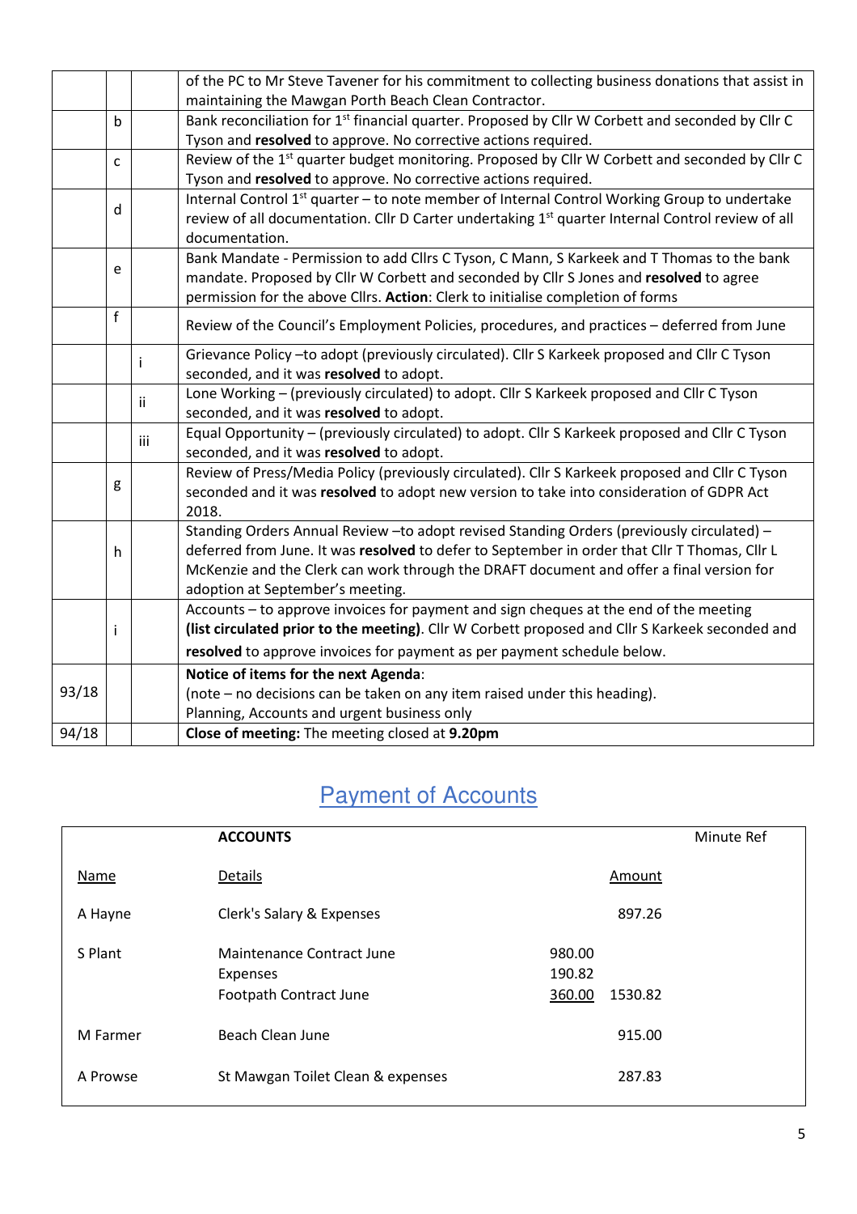| | | | |
|---|---|---|---|
| | | | of the PC to Mr Steve Tavener for his commitment to collecting business donations that assist in maintaining the Mawgan Porth Beach Clean Contractor. |
| | b | | Bank reconciliation for 1st financial quarter. Proposed by Cllr W Corbett and seconded by Cllr C Tyson and **resolved** to approve. No corrective actions required. |
| | c | | Review of the 1st quarter budget monitoring. Proposed by Cllr W Corbett and seconded by Cllr C Tyson and **resolved** to approve. No corrective actions required. |
| | d | | Internal Control 1st quarter – to note member of Internal Control Working Group to undertake review of all documentation. Cllr D Carter undertaking 1st quarter Internal Control review of all documentation. |
| | e | | Bank Mandate - Permission to add Cllrs C Tyson, C Mann, S Karkeek and T Thomas to the bank mandate. Proposed by Cllr W Corbett and seconded by Cllr S Jones and **resolved** to agree permission for the above Cllrs. **Action**: Clerk to initialise completion of forms |
| | f | | Review of the Council's Employment Policies, procedures, and practices – deferred from June |
| | | i | Grievance Policy –to adopt (previously circulated). Cllr S Karkeek proposed and Cllr C Tyson seconded, and it was **resolved** to adopt. |
| | | ii | Lone Working – (previously circulated) to adopt. Cllr S Karkeek proposed and Cllr C Tyson seconded, and it was **resolved** to adopt. |
| | | iii | Equal Opportunity – (previously circulated) to adopt. Cllr S Karkeek proposed and Cllr C Tyson seconded, and it was **resolved** to adopt. |
| | g | | Review of Press/Media Policy (previously circulated). Cllr S Karkeek proposed and Cllr C Tyson seconded and it was **resolved** to adopt new version to take into consideration of GDPR Act 2018. |
| | h | | Standing Orders Annual Review –to adopt revised Standing Orders (previously circulated) – deferred from June. It was **resolved** to defer to September in order that Cllr T Thomas, Cllr L McKenzie and the Clerk can work through the DRAFT document and offer a final version for adoption at September's meeting. |
| | i | | Accounts – to approve invoices for payment and sign cheques at the end of the meeting **(list circulated prior to the meeting)**. Cllr W Corbett proposed and Cllr S Karkeek seconded and **resolved** to approve invoices for payment as per payment schedule below. |
| 93/18 | | | **Notice of items for the next Agenda**:<br>(note – no decisions can be taken on any item raised under this heading).<br>Planning, Accounts and urgent business only |
| 94/18 | | | **Close of meeting:** The meeting closed at **9.20pm** |

## Payment of Accounts

| | **ACCOUNTS** | | | Minute Ref |
|---|---|---|---|---|
| Name | Details | | Amount | |
| A Hayne | Clerk's Salary & Expenses | | 897.26 | |
| S Plant | Maintenance Contract June | 980.00 | | |
| | Expenses | 190.82 | | |
| | Footpath Contract June | 360.00 | 1530.82 | |
| M Farmer | Beach Clean June | | 915.00 | |
| A Prowse | St Mawgan Toilet Clean & expenses | | 287.83 | |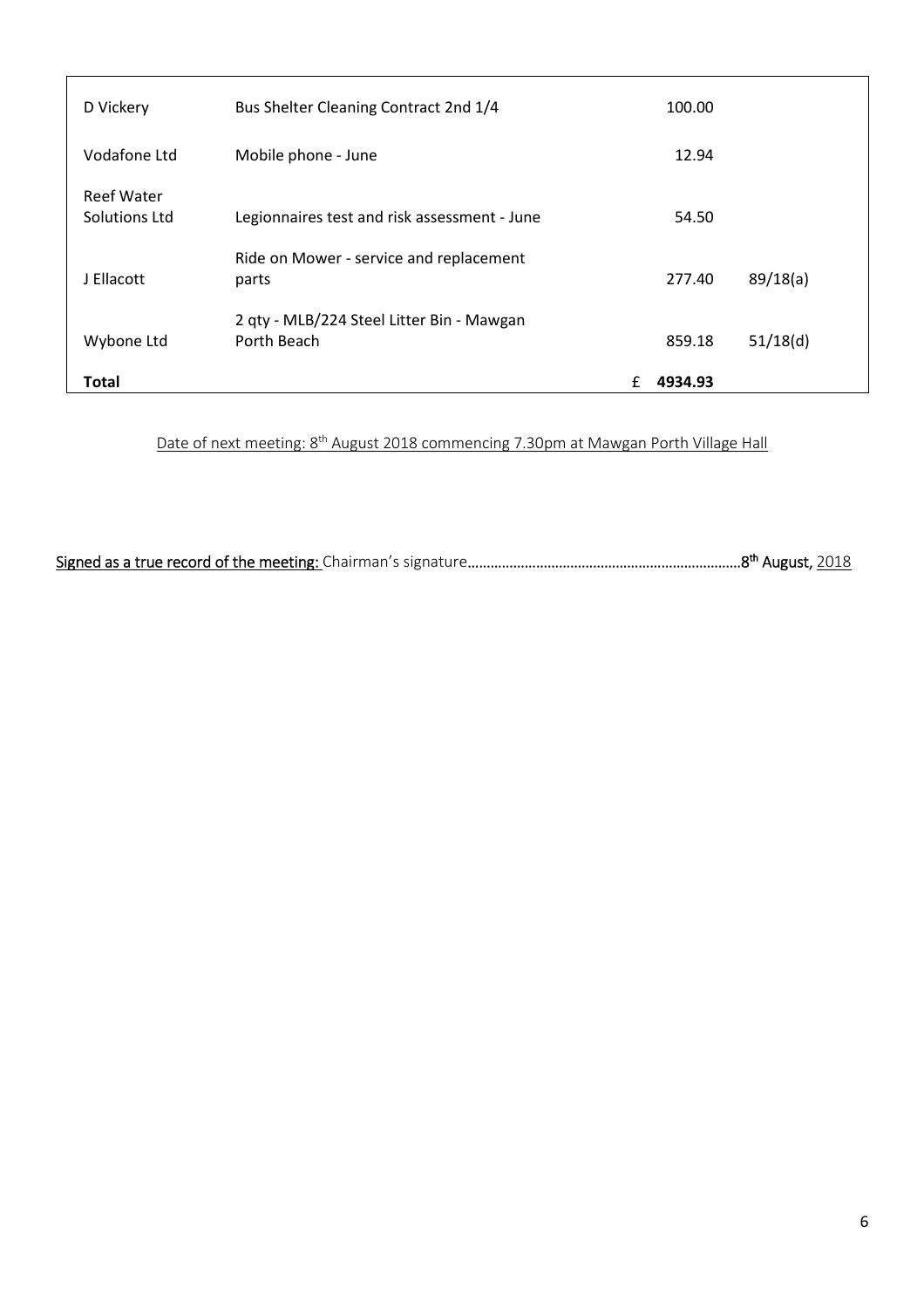| | | | |
|---|---|---|---|
| D Vickery | Bus Shelter Cleaning Contract 2nd 1/4 | 100.00 | |
| Vodafone Ltd | Mobile phone - June | 12.94 | |
| Reef Water Solutions Ltd | Legionnaires test and risk assessment - June | 54.50 | |
| J Ellacott | Ride on Mower - service and replacement parts | 277.40 | 89/18(a) |
| Wybone Ltd | 2 qty - MLB/224 Steel Litter Bin - Mawgan Porth Beach | 859.18 | 51/18(d) |
| **Total** | | £ **4934.93** | |

Date of next meeting: 8th August 2018 commencing 7.30pm at Mawgan Porth Village Hall

Signed as a true record of the meeting: Chairman's signature……………………………………………………………….8th August, 2018